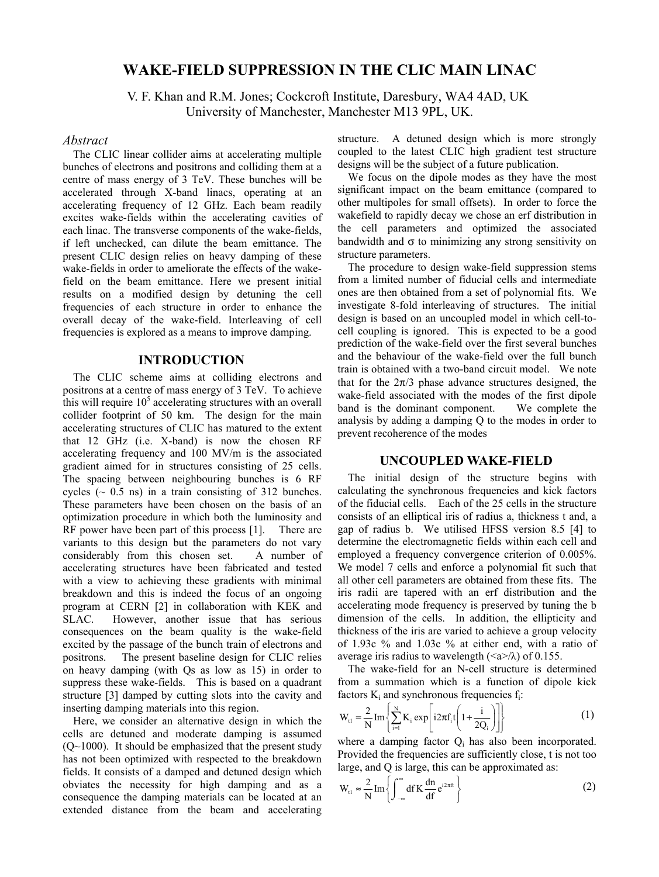# WAKE-FIELD SUPPRESSION IN THE CLIC MAIN LINAC

V. F. Khan and R.M. Jones; Cockcroft Institute, Daresbury, WA4 4AD, UK
University of Manchester, Manchester M13 9PL, UK.

## *Abstract*

The CLIC linear collider aims at accelerating multiple bunches of electrons and positrons and colliding them at a centre of mass energy of 3 TeV. These bunches will be accelerated through X-band linacs, operating at an accelerating frequency of 12 GHz. Each beam readily excites wake-fields within the accelerating cavities of each linac. The transverse components of the wake-fields, if left unchecked, can dilute the beam emittance. The present CLIC design relies on heavy damping of these wake-fields in order to ameliorate the effects of the wake-field on the beam emittance. Here we present initial results on a modified design by detuning the cell frequencies of each structure in order to enhance the overall decay of the wake-field. Interleaving of cell frequencies is explored as a means to improve damping.

## INTRODUCTION

The CLIC scheme aims at colliding electrons and positrons at a centre of mass energy of 3 TeV. To achieve this will require $10^5$ accelerating structures with an overall collider footprint of 50 km. The design for the main accelerating structures of CLIC has matured to the extent that 12 GHz (i.e. X-band) is now the chosen RF accelerating frequency and 100 MV/m is the associated gradient aimed for in structures consisting of 25 cells. The spacing between neighbouring bunches is 6 RF cycles (~ 0.5 ns) in a train consisting of 312 bunches. These parameters have been chosen on the basis of an optimization procedure in which both the luminosity and RF power have been part of this process [1]. There are variants to this design but the parameters do not vary considerably from this chosen set. A number of accelerating structures have been fabricated and tested with a view to achieving these gradients with minimal breakdown and this is indeed the focus of an ongoing program at CERN [2] in collaboration with KEK and SLAC. However, another issue that has serious consequences on the beam quality is the wake-field excited by the passage of the bunch train of electrons and positrons. The present baseline design for CLIC relies on heavy damping (with Qs as low as 15) in order to suppress these wake-fields. This is based on a quadrant structure [3] damped by cutting slots into the cavity and inserting damping materials into this region.

Here, we consider an alternative design in which the cells are detuned and moderate damping is assumed (Q~1000). It should be emphasized that the present study has not been optimized with respect to the breakdown fields. It consists of a damped and detuned design which obviates the necessity for high damping and as a consequence the damping materials can be located at an extended distance from the beam and accelerating structure. A detuned design which is more strongly coupled to the latest CLIC high gradient test structure designs will be the subject of a future publication.

We focus on the dipole modes as they have the most significant impact on the beam emittance (compared to other multipoles for small offsets). In order to force the wakefield to rapidly decay we chose an erf distribution in the cell parameters and optimized the associated bandwidth and σ to minimizing any strong sensitivity on structure parameters.

The procedure to design wake-field suppression stems from a limited number of fiducial cells and intermediate ones are then obtained from a set of polynomial fits. We investigate 8-fold interleaving of structures. The initial design is based on an uncoupled model in which cell-to-cell coupling is ignored. This is expected to be a good prediction of the wake-field over the first several bunches and the behaviour of the wake-field over the full bunch train is obtained with a two-band circuit model. We note that for the $2\pi/3$ phase advance structures designed, the wake-field associated with the modes of the first dipole band is the dominant component. We complete the analysis by adding a damping Q to the modes in order to prevent recoherence of the modes

## UNCOUPLED WAKE-FIELD

The initial design of the structure begins with calculating the synchronous frequencies and kick factors of the fiducial cells. Each of the 25 cells in the structure consists of an elliptical iris of radius a, thickness t and, a gap of radius b. We utilised HFSS version 8.5 [4] to determine the electromagnetic fields within each cell and employed a frequency convergence criterion of 0.005%. We model 7 cells and enforce a polynomial fit such that all other cell parameters are obtained from these fits. The iris radii are tapered with an erf distribution and the accelerating mode frequency is preserved by tuning the b dimension of the cells. In addition, the ellipticity and thickness of the iris are varied to achieve a group velocity of 1.93c % and 1.03c % at either end, with a ratio of average iris radius to wavelength ($\langle a \rangle/\lambda$) of 0.155.

The wake-field for an N-cell structure is determined from a summation which is a function of dipole kick factors $K_i$ and synchronous frequencies $f_i$:

$$W_{t1} = \frac{2}{N} \mathrm{Im} \left\{ \sum_{i=1}^{N} K_i \exp\left[ i2\pi f_i t \left( 1 + \frac{i}{2Q_i} \right) \right] \right\} \quad (1)$$

where a damping factor $Q_i$ has also been incorporated. Provided the frequencies are sufficiently close, t is not too large, and Q is large, this can be approximated as:

$$W_{t1} \approx \frac{2}{N} \mathrm{Im} \left\{ \int_{-\infty}^{\infty} df \, K \frac{dn}{df} e^{i2\pi f t} \right\} \quad (2)$$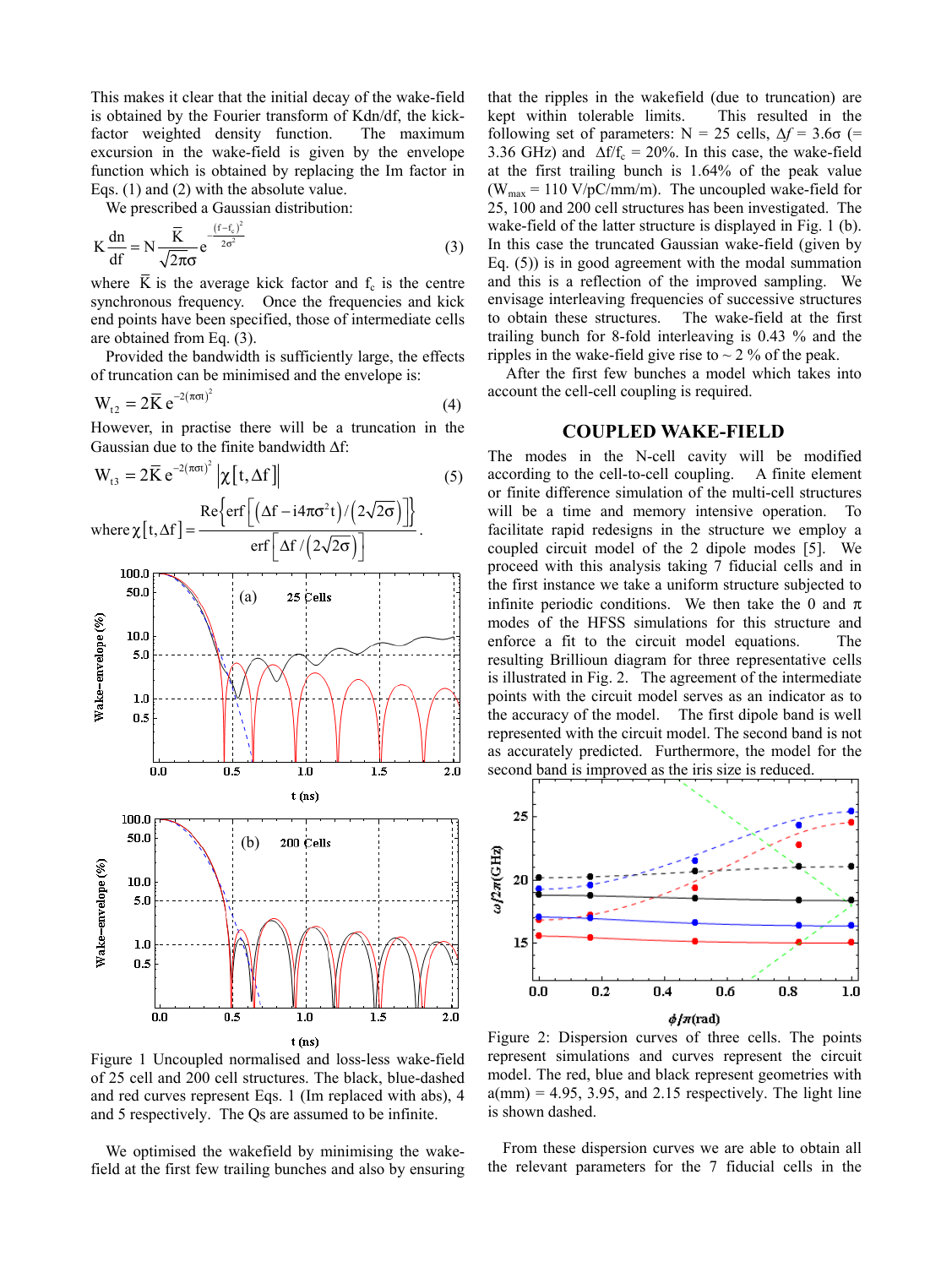This makes it clear that the initial decay of the wake-field is obtained by the Fourier transform of Kdn/df, the kick-factor weighted density function. The maximum excursion in the wake-field is given by the envelope function which is obtained by replacing the Im factor in Eqs. (1) and (2) with the absolute value.

We prescribed a Gaussian distribution:

$$K\frac{dn}{df} = N\frac{\bar{K}}{\sqrt{2\pi}\sigma}e^{-\frac{(f-f_c)^2}{2\sigma^2}} \quad (3)$$

where $\bar{K}$ is the average kick factor and $f_c$ is the centre synchronous frequency. Once the frequencies and kick end points have been specified, those of intermediate cells are obtained from Eq. (3).

Provided the bandwidth is sufficiently large, the effects of truncation can be minimised and the envelope is:

$$W_{t2} = 2\bar{K}\,e^{-2(\pi\sigma t)^2} \quad (4)$$

However, in practise there will be a truncation in the Gaussian due to the finite bandwidth $\Delta f$:

$$W_{t3} = 2\bar{K}\,e^{-2(\pi\sigma t)^2}\left|\chi[t,\Delta f]\right| \quad (5)$$

$$\text{where } \chi[t,\Delta f] = \frac{\mathrm{Re}\left\{\mathrm{erf}\left[\left(\Delta f - i4\pi\sigma^2 t\right)/\left(2\sqrt{2}\sigma\right)\right]\right\}}{\mathrm{erf}\left[\Delta f/\left(2\sqrt{2}\sigma\right)\right]}.$$

Figure 1 Uncoupled normalised and loss-less wake-field of 25 cell and 200 cell structures. The black, blue-dashed and red curves represent Eqs. 1 (Im replaced with abs), 4 and 5 respectively. The Qs are assumed to be infinite.

We optimised the wakefield by minimising the wake-field at the first few trailing bunches and also by ensuring that the ripples in the wakefield (due to truncation) are kept within tolerable limits. This resulted in the following set of parameters: N = 25 cells, $\Delta f = 3.6\sigma$ (= 3.36 GHz) and $\Delta f/f_c$ = 20%. In this case, the wake-field at the first trailing bunch is 1.64% of the peak value ($W_{max}$ = 110 V/pC/mm/m). The uncoupled wake-field for 25, 100 and 200 cell structures has been investigated. The wake-field of the latter structure is displayed in Fig. 1 (b). In this case the truncated Gaussian wake-field (given by Eq. (5)) is in good agreement with the modal summation and this is a reflection of the improved sampling. We envisage interleaving frequencies of successive structures to obtain these structures. The wake-field at the first trailing bunch for 8-fold interleaving is 0.43 % and the ripples in the wake-field give rise to ~ 2 % of the peak.

After the first few bunches a model which takes into account the cell-cell coupling is required.

## COUPLED WAKE-FIELD

The modes in the N-cell cavity will be modified according to the cell-to-cell coupling. A finite element or finite difference simulation of the multi-cell structures will be a time and memory intensive operation. To facilitate rapid redesigns in the structure we employ a coupled circuit model of the 2 dipole modes [5]. We proceed with this analysis taking 7 fiducial cells and in the first instance we take a uniform structure subjected to infinite periodic conditions. We then take the 0 and $\pi$ modes of the HFSS simulations for this structure and enforce a fit to the circuit model equations. The resulting Brillioun diagram for three representative cells is illustrated in Fig. 2. The agreement of the intermediate points with the circuit model serves as an indicator as to the accuracy of the model. The first dipole band is well represented with the circuit model. The second band is not as accurately predicted. Furthermore, the model for the second band is improved as the iris size is reduced.

Figure 2: Dispersion curves of three cells. The points represent simulations and curves represent the circuit model. The red, blue and black represent geometries with a(mm) = 4.95, 3.95, and 2.15 respectively. The light line is shown dashed.

From these dispersion curves we are able to obtain all the relevant parameters for the 7 fiducial cells in the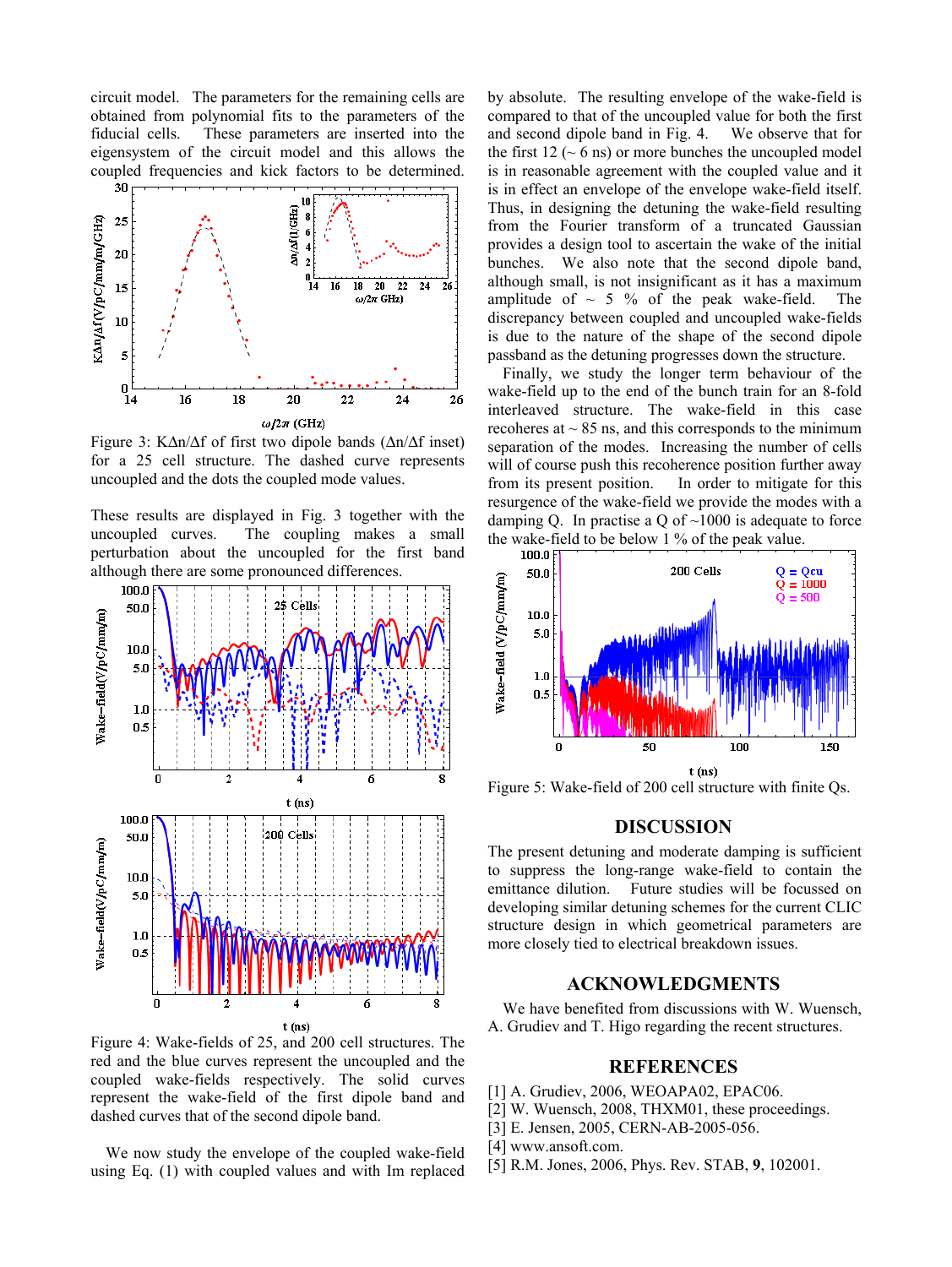circuit model. The parameters for the remaining cells are obtained from polynomial fits to the parameters of the fiducial cells. These parameters are inserted into the eigensystem of the circuit model and this allows the coupled frequencies and kick factors to be determined.

Figure 3: $K\Delta n/\Delta f$ of first two dipole bands ($\Delta n/\Delta f$ inset) for a 25 cell structure. The dashed curve represents uncoupled and the dots the coupled mode values.

These results are displayed in Fig. 3 together with the uncoupled curves. The coupling makes a small perturbation about the uncoupled for the first band although there are some pronounced differences.

Figure 4: Wake-fields of 25, and 200 cell structures. The red and the blue curves represent the uncoupled and the coupled wake-fields respectively. The solid curves represent the wake-field of the first dipole band and dashed curves that of the second dipole band.

We now study the envelope of the coupled wake-field using Eq. (1) with coupled values and with Im replaced by absolute. The resulting envelope of the wake-field is compared to that of the uncoupled value for both the first and second dipole band in Fig. 4. We observe that for the first 12 (~ 6 ns) or more bunches the uncoupled model is in reasonable agreement with the coupled value and it is in effect an envelope of the envelope wake-field itself. Thus, in designing the detuning the wake-field resulting from the Fourier transform of a truncated Gaussian provides a design tool to ascertain the wake of the initial bunches. We also note that the second dipole band, although small, is not insignificant as it has a maximum amplitude of ~ 5 % of the peak wake-field. The discrepancy between coupled and uncoupled wake-fields is due to the nature of the shape of the second dipole passband as the detuning progresses down the structure.

Finally, we study the longer term behaviour of the wake-field up to the end of the bunch train for an 8-fold interleaved structure. The wake-field in this case recoheres at ~ 85 ns, and this corresponds to the minimum separation of the modes. Increasing the number of cells will of course push this recoherence position further away from its present position. In order to mitigate for this resurgence of the wake-field we provide the modes with a damping Q. In practise a Q of ~1000 is adequate to force the wake-field to be below 1 % of the peak value.

Figure 5: Wake-field of 200 cell structure with finite Qs.

## DISCUSSION

The present detuning and moderate damping is sufficient to suppress the long-range wake-field to contain the emittance dilution. Future studies will be focussed on developing similar detuning schemes for the current CLIC structure design in which geometrical parameters are more closely tied to electrical breakdown issues.

## ACKNOWLEDGMENTS

We have benefited from discussions with W. Wuensch, A. Grudiev and T. Higo regarding the recent structures.

## REFERENCES

[1] A. Grudiev, 2006, WEOAPA02, EPAC06.
[2] W. Wuensch, 2008, THXM01, these proceedings.
[3] E. Jensen, 2005, CERN-AB-2005-056.
[4] www.ansoft.com.
[5] R.M. Jones, 2006, Phys. Rev. STAB, **9**, 102001.